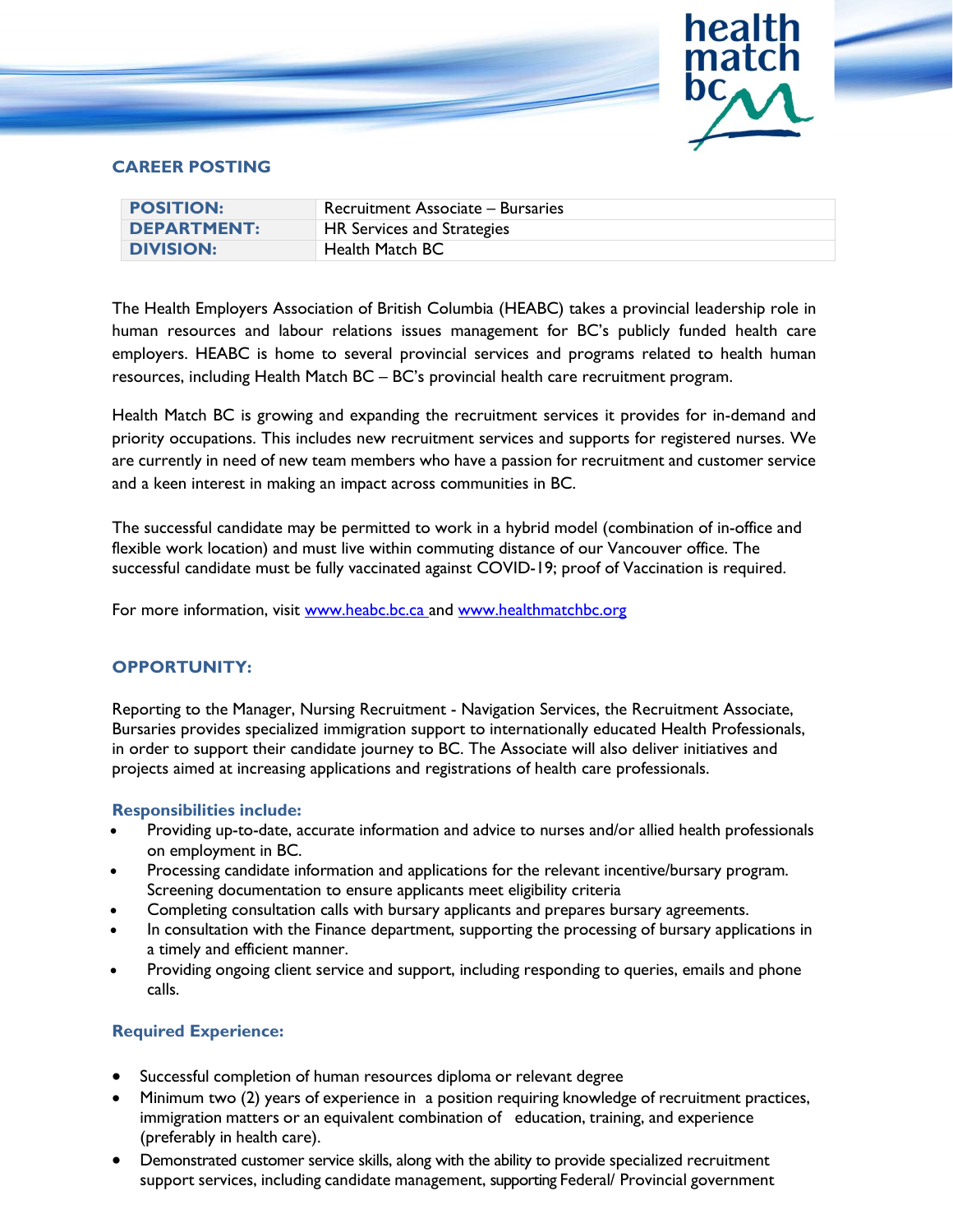## CAREER POSTING

| POSITION: | Recruitment Associate – Bursaries |
|---|---|
| DEPARTMENT: | HR Services and Strategies |
| DIVISION: | Health Match BC |

The Health Employers Association of British Columbia (HEABC) takes a provincial leadership role in human resources and labour relations issues management for BC's publicly funded health care employers. HEABC is home to several provincial services and programs related to health human resources, including Health Match BC – BC's provincial health care recruitment program.

Health Match BC is growing and expanding the recruitment services it provides for in-demand and priority occupations. This includes new recruitment services and supports for registered nurses. We are currently in need of new team members who have a passion for recruitment and customer service and a keen interest in making an impact across communities in BC.

The successful candidate may be permitted to work in a hybrid model (combination of in-office and flexible work location) and must live within commuting distance of our Vancouver office. The successful candidate must be fully vaccinated against COVID-19; proof of Vaccination is required.

For more information, visit www.heabc.bc.ca and www.healthmatchbc.org

## OPPORTUNITY:

Reporting to the Manager, Nursing Recruitment - Navigation Services, the Recruitment Associate, Bursaries provides specialized immigration support to internationally educated Health Professionals, in order to support their candidate journey to BC. The Associate will also deliver initiatives and projects aimed at increasing applications and registrations of health care professionals.

### Responsibilities include:

- Providing up-to-date, accurate information and advice to nurses and/or allied health professionals on employment in BC.
- Processing candidate information and applications for the relevant incentive/bursary program. Screening documentation to ensure applicants meet eligibility criteria
- Completing consultation calls with bursary applicants and prepares bursary agreements.
- In consultation with the Finance department, supporting the processing of bursary applications in a timely and efficient manner.
- Providing ongoing client service and support, including responding to queries, emails and phone calls.

### Required Experience:

- Successful completion of human resources diploma or relevant degree
- Minimum two (2) years of experience in a position requiring knowledge of recruitment practices, immigration matters or an equivalent combination of education, training, and experience (preferably in health care).
- Demonstrated customer service skills, along with the ability to provide specialized recruitment support services, including candidate management, supporting Federal/ Provincial government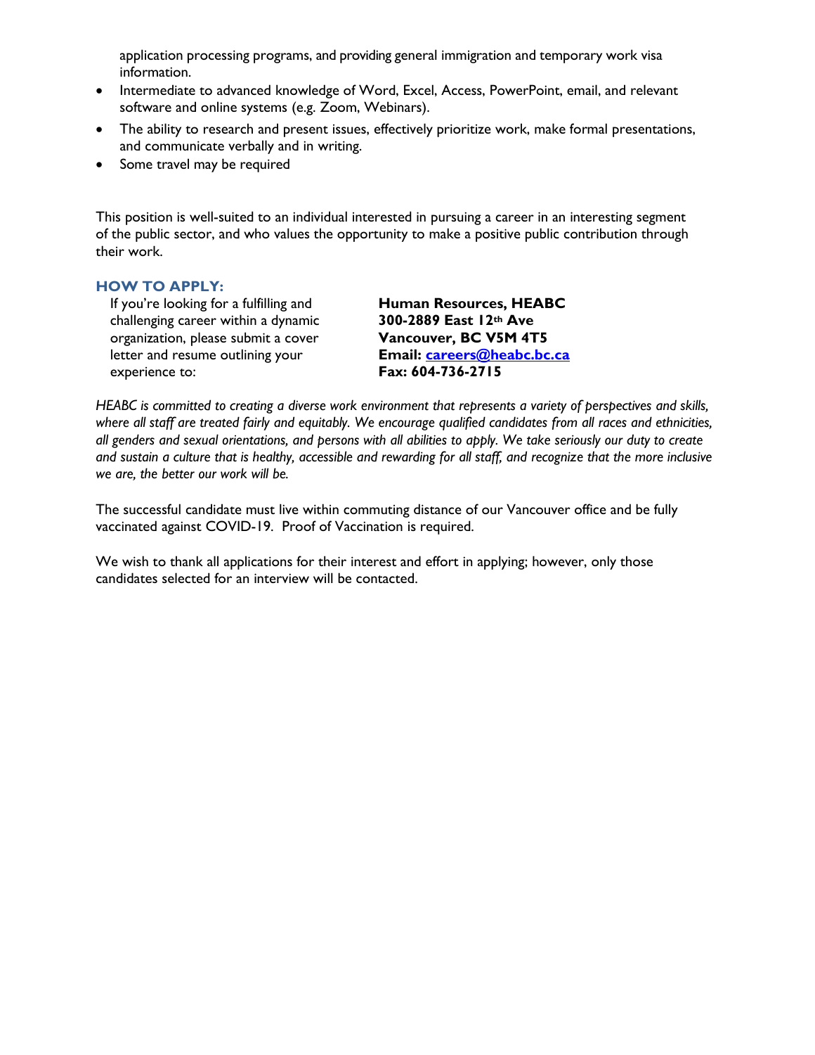application processing programs, and providing general immigration and temporary work visa information.

- Intermediate to advanced knowledge of Word, Excel, Access, PowerPoint, email, and relevant software and online systems (e.g. Zoom, Webinars).
- The ability to research and present issues, effectively prioritize work, make formal presentations, and communicate verbally and in writing.
- Some travel may be required

This position is well-suited to an individual interested in pursuing a career in an interesting segment of the public sector, and who values the opportunity to make a positive public contribution through their work.

## HOW TO APPLY:

If you're looking for a fulfilling and challenging career within a dynamic organization, please submit a cover letter and resume outlining your experience to:

**Human Resources, HEABC**
**300-2889 East 12th Ave**
**Vancouver, BC V5M 4T5**
**Email: careers@heabc.bc.ca**
**Fax: 604-736-2715**

*HEABC is committed to creating a diverse work environment that represents a variety of perspectives and skills, where all staff are treated fairly and equitably. We encourage qualified candidates from all races and ethnicities, all genders and sexual orientations, and persons with all abilities to apply. We take seriously our duty to create and sustain a culture that is healthy, accessible and rewarding for all staff, and recognize that the more inclusive we are, the better our work will be.*

The successful candidate must live within commuting distance of our Vancouver office and be fully vaccinated against COVID-19. Proof of Vaccination is required.

We wish to thank all applications for their interest and effort in applying; however, only those candidates selected for an interview will be contacted.